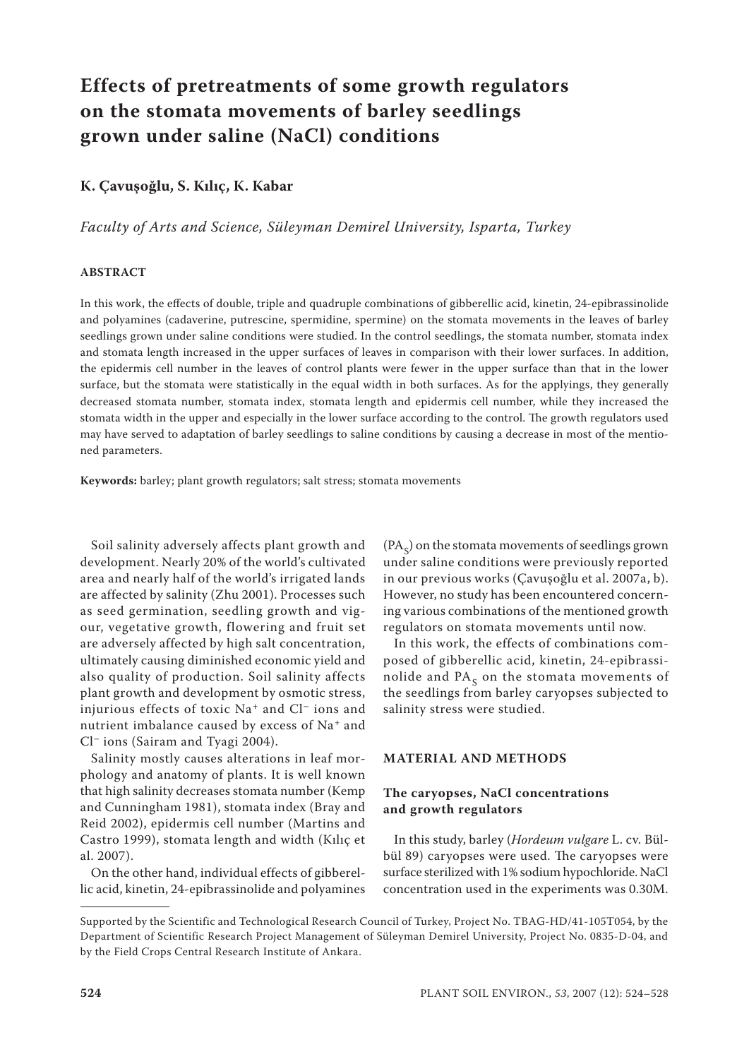# Effects of pretreatments of some growth regulators on the stomata movements of barley seedlings grown under saline (NaCl) conditions

**K. Çavuşoğlu, S. Kılıç, K. Kabar**

*Faculty of Arts and Science, Süleyman Demirel University, Isparta, Turkey*

## ABSTRACT

In this work, the effects of double, triple and quadruple combinations of gibberellic acid, kinetin, 24-epibrassinolide and polyamines (cadaverine, putrescine, spermidine, spermine) on the stomata movements in the leaves of barley seedlings grown under saline conditions were studied. In the control seedlings, the stomata number, stomata index and stomata length increased in the upper surfaces of leaves in comparison with their lower surfaces. In addition, the epidermis cell number in the leaves of control plants were fewer in the upper surface than that in the lower surface, but the stomata were statistically in the equal width in both surfaces. As for the applyings, they generally decreased stomata number, stomata index, stomata length and epidermis cell number, while they increased the stomata width in the upper and especially in the lower surface according to the control. The growth regulators used may have served to adaptation of barley seedlings to saline conditions by causing a decrease in most of the mentioned parameters.

**Keywords:** barley; plant growth regulators; salt stress; stomata movements

Soil salinity adversely affects plant growth and development. Nearly 20% of the world's cultivated area and nearly half of the world's irrigated lands are affected by salinity (Zhu 2001). Processes such as seed germination, seedling growth and vigour, vegetative growth, flowering and fruit set are adversely affected by high salt concentration, ultimately causing diminished economic yield and also quality of production. Soil salinity affects plant growth and development by osmotic stress, injurious effects of toxic $Na^+$ and $Cl^-$ ions and nutrient imbalance caused by excess of $Na^+$ and $Cl^-$ ions (Sairam and Tyagi 2004).

Salinity mostly causes alterations in leaf morphology and anatomy of plants. It is well known that high salinity decreases stomata number (Kemp and Cunningham 1981), stomata index (Bray and Reid 2002), epidermis cell number (Martins and Castro 1999), stomata length and width (Kılıç et al. 2007).

On the other hand, individual effects of gibberellic acid, kinetin, 24-epibrassinolide and polyamines ($PA_S$) on the stomata movements of seedlings grown under saline conditions were previously reported in our previous works (Çavuşoğlu et al. 2007a, b). However, no study has been encountered concerning various combinations of the mentioned growth regulators on stomata movements until now.

In this work, the effects of combinations composed of gibberellic acid, kinetin, 24-epibrassinolide and $PA_S$ on the stomata movements of the seedlings from barley caryopses subjected to salinity stress were studied.

## MATERIAL AND METHODS

### The caryopses, NaCl concentrations and growth regulators

In this study, barley (*Hordeum vulgare* L. cv. Bülbül 89) caryopses were used. The caryopses were surface sterilized with 1% sodium hypochloride. NaCl concentration used in the experiments was 0.30M.

Supported by the Scientific and Technological Research Council of Turkey, Project No. TBAG-HD/41-105T054, by the Department of Scientific Research Project Management of Süleyman Demirel University, Project No. 0835-D-04, and by the Field Crops Central Research Institute of Ankara.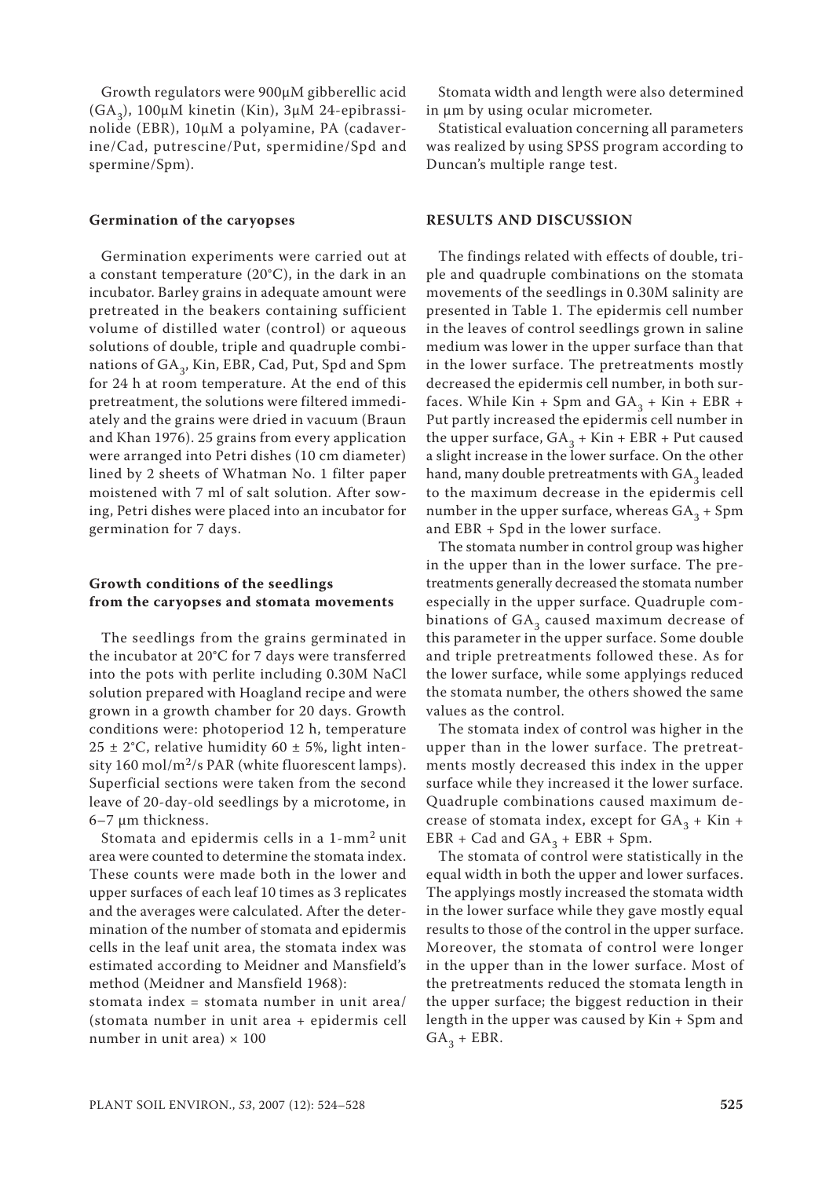Growth regulators were 900μM gibberellic acid ($GA_3$), 100μM kinetin (Kin), 3μM 24-epibrassinolide (EBR), 10μM a polyamine, PA (cadaverine/Cad, putrescine/Put, spermidine/Spd and spermine/Spm).

### Germination of the caryopses

Germination experiments were carried out at a constant temperature (20°C), in the dark in an incubator. Barley grains in adequate amount were pretreated in the beakers containing sufficient volume of distilled water (control) or aqueous solutions of double, triple and quadruple combinations of $GA_3$, Kin, EBR, Cad, Put, Spd and Spm for 24 h at room temperature. At the end of this pretreatment, the solutions were filtered immediately and the grains were dried in vacuum (Braun and Khan 1976). 25 grains from every application were arranged into Petri dishes (10 cm diameter) lined by 2 sheets of Whatman No. 1 filter paper moistened with 7 ml of salt solution. After sowing, Petri dishes were placed into an incubator for germination for 7 days.

### Growth conditions of the seedlings from the caryopses and stomata movements

The seedlings from the grains germinated in the incubator at 20°C for 7 days were transferred into the pots with perlite including 0.30M NaCl solution prepared with Hoagland recipe and were grown in a growth chamber for 20 days. Growth conditions were: photoperiod 12 h, temperature 25 ± 2°C, relative humidity 60 ± 5%, light intensity 160 mol/$m^2$/s PAR (white fluorescent lamps). Superficial sections were taken from the second leave of 20-day-old seedlings by a microtome, in 6–7 μm thickness.

Stomata and epidermis cells in a 1-$mm^2$ unit area were counted to determine the stomata index. These counts were made both in the lower and upper surfaces of each leaf 10 times as 3 replicates and the averages were calculated. After the determination of the number of stomata and epidermis cells in the leaf unit area, the stomata index was estimated according to Meidner and Mansfield's method (Meidner and Mansfield 1968):

stomata index = stomata number in unit area/(stomata number in unit area + epidermis cell number in unit area) × 100

Stomata width and length were also determined in μm by using ocular micrometer.

Statistical evaluation concerning all parameters was realized by using SPSS program according to Duncan's multiple range test.

## RESULTS AND DISCUSSION

The findings related with effects of double, triple and quadruple combinations on the stomata movements of the seedlings in 0.30M salinity are presented in Table 1. The epidermis cell number in the leaves of control seedlings grown in saline medium was lower in the upper surface than that in the lower surface. The pretreatments mostly decreased the epidermis cell number, in both surfaces. While Kin + Spm and $GA_3$ + Kin + EBR + Put partly increased the epidermis cell number in the upper surface, $GA_3$ + Kin + EBR + Put caused a slight increase in the lower surface. On the other hand, many double pretreatments with $GA_3$ leaded to the maximum decrease in the epidermis cell number in the upper surface, whereas $GA_3$ + Spm and EBR + Spd in the lower surface.

The stomata number in control group was higher in the upper than in the lower surface. The pretreatments generally decreased the stomata number especially in the upper surface. Quadruple combinations of $GA_3$ caused maximum decrease of this parameter in the upper surface. Some double and triple pretreatments followed these. As for the lower surface, while some applyings reduced the stomata number, the others showed the same values as the control.

The stomata index of control was higher in the upper than in the lower surface. The pretreatments mostly decreased this index in the upper surface while they increased it the lower surface. Quadruple combinations caused maximum decrease of stomata index, except for $GA_3$ + Kin + EBR + Cad and $GA_3$ + EBR + Spm.

The stomata of control were statistically in the equal width in both the upper and lower surfaces. The applyings mostly increased the stomata width in the lower surface while they gave mostly equal results to those of the control in the upper surface. Moreover, the stomata of control were longer in the upper than in the lower surface. Most of the pretreatments reduced the stomata length in the upper surface; the biggest reduction in their length in the upper was caused by Kin + Spm and $GA_3$ + EBR.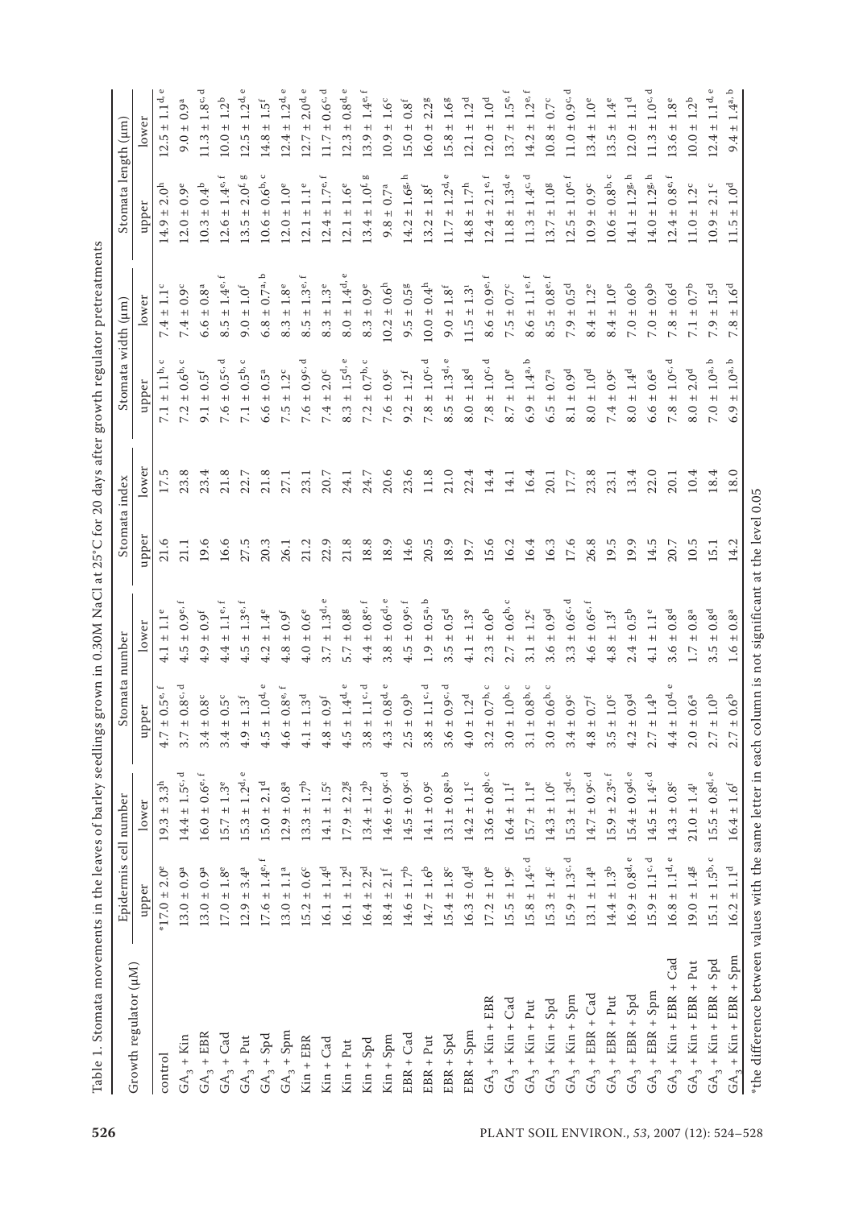Table 1. Stomata movements in the leaves of barley seedlings grown in 0.30M NaCl at 25°C for 20 days after growth regulator pretreatments

| Growth regulator (μM) | Epidermis cell number | | Stomata number | | Stomata index | | Stomata width (μm) | | Stomata length (μm) | |
|---|---|---|---|---|---|---|---|---|---|---|
| | upper | lower | upper | lower | upper | lower | upper | lower | upper | lower |
| control | *17.0 ± 2.0$^{e}$ | 19.3 ± 3.3$^{h}$ | 4.7 ± 0.5$^{e, f}$ | 4.1 ± 1.1$^{e}$ | 21.6 | 17.5 | 7.1 ± 1.1$^{b, c}$ | 7.4 ± 1.1$^{c}$ | 14.9 ± 2.0$^{h}$ | 12.5 ± 1.1$^{d, e}$ |
| $GA_3$ + Kin | 13.0 ± 0.9$^{a}$ | 14.4 ± 1.5$^{c, d}$ | 3.7 ± 0.8$^{c, d}$ | 4.5 ± 0.9$^{e, f}$ | 21.1 | 23.8 | 7.2 ± 0.6$^{b, c}$ | 7.4 ± 0.9$^{c}$ | 12.0 ± 0.9$^{e}$ | 9.0 ± 0.9$^{a}$ |
| $GA_3$ + EBR | 13.0 ± 0.9$^{a}$ | 16.0 ± 0.6$^{e, f}$ | 3.4 ± 0.8$^{c}$ | 4.9 ± 0.9$^{f}$ | 19.6 | 23.4 | 9.1 ± 0.5$^{f}$ | 6.6 ± 0.8$^{a}$ | 10.3 ± 0.4$^{b}$ | 11.3 ± 1.8$^{c, d}$ |
| $GA_3$ + Cad | 17.0 ± 1.8$^{e}$ | 15.7 ± 1.3$^{e}$ | 3.4 ± 0.5$^{c}$ | 4.4 ± 1.1$^{e, f}$ | 16.6 | 21.8 | 7.6 ± 0.5$^{c, d}$ | 8.5 ± 1.4$^{e, f}$ | 12.6 ± 1.4$^{e, f}$ | 10.0 ± 1.2$^{b}$ |
| $GA_3$ + Put | 12.9 ± 3.4$^{a}$ | 15.3 ± 1.2$^{d, e}$ | 4.9 ± 1.3$^{f}$ | 4.5 ± 1.3$^{e, f}$ | 27.5 | 22.7 | 7.1 ± 0.5$^{b, c}$ | 9.0 ± 1.0$^{f}$ | 13.5 ± 2.0$^{f, g}$ | 12.5 ± 1.2$^{d, e}$ |
| $GA_3$ + Spd | 17.6 ± 1.4$^{e, f}$ | 15.0 ± 2.1$^{d}$ | 4.5 ± 1.0$^{d, e}$ | 4.2 ± 1.4$^{e}$ | 20.3 | 21.8 | 6.6 ± 0.5$^{a}$ | 6.8 ± 0.7$^{a, b}$ | 10.6 ± 0.6$^{b, c}$ | 14.8 ± 1.5$^{f}$ |
| $GA_3$ + Spm | 13.0 ± 1.1$^{a}$ | 12.9 ± 0.8$^{a}$ | 4.6 ± 0.8$^{e, f}$ | 4.8 ± 0.9$^{f}$ | 26.1 | 27.1 | 7.5 ± 1.2$^{c}$ | 8.3 ± 1.8$^{e}$ | 12.0 ± 1.0$^{e}$ | 12.4 ± 1.2$^{d, e}$ |
| Kin + EBR | 15.2 ± 0.6$^{c}$ | 13.3 ± 1.7$^{b}$ | 4.1 ± 1.3$^{d}$ | 4.0 ± 0.6$^{e}$ | 21.2 | 23.1 | 7.6 ± 0.9$^{c, d}$ | 8.5 ± 1.3$^{e, f}$ | 12.1 ± 1.1$^{e}$ | 12.7 ± 2.0$^{d, e}$ |
| Kin + Cad | 16.1 ± 1.4$^{d}$ | 14.1 ± 1.5$^{c}$ | 4.8 ± 0.9$^{f}$ | 3.7 ± 1.3$^{d, e}$ | 22.9 | 20.7 | 7.4 ± 2.0$^{c}$ | 8.3 ± 1.3$^{e}$ | 12.4 ± 1.7$^{e, f}$ | 11.7 ± 0.6$^{c, d}$ |
| Kin + Put | 16.1 ± 1.2$^{d}$ | 17.9 ± 2.2$^{g}$ | 4.5 ± 1.4$^{d, e}$ | 5.7 ± 0.8$^{g}$ | 21.8 | 24.1 | 8.3 ± 1.5$^{d, e}$ | 8.0 ± 1.4$^{d, e}$ | 12.1 ± 1.6$^{e}$ | 12.3 ± 0.8$^{d, e}$ |
| Kin + Spd | 16.4 ± 2.2$^{d}$ | 13.4 ± 1.2$^{b}$ | 3.8 ± 1.1$^{c, d}$ | 4.4 ± 0.8$^{e, f}$ | 18.8 | 24.7 | 7.2 ± 0.7$^{b, c}$ | 8.3 ± 0.9$^{e}$ | 13.4 ± 1.0$^{f, g}$ | 13.9 ± 1.4$^{e, f}$ |
| Kin + Spm | 18.4 ± 2.1$^{f}$ | 14.6 ± 0.9$^{c, d}$ | 4.3 ± 0.8$^{d, e}$ | 3.8 ± 0.6$^{d, e}$ | 18.9 | 20.6 | 7.6 ± 0.9$^{c}$ | 10.2 ± 0.6$^{h}$ | 9.8 ± 0.7$^{a}$ | 10.9 ± 1.6$^{c}$ |
| EBR + Cad | 14.6 ± 0.7$^{b}$ | 14.5 ± 0.9$^{c, d}$ | 2.5 ± 0.9$^{b}$ | 4.5 ± 0.9$^{e, f}$ | 14.6 | 23.6 | 9.2 ± 1.2$^{f}$ | 9.5 ± 0.5$^{g}$ | 14.2 ± 1.6$^{g, h}$ | 15.0 ± 0.8$^{f}$ |
| EBR + Put | 14.7 ± 1.6$^{b}$ | 14.1 ± 0.9$^{c}$ | 3.8 ± 1.1$^{c, d}$ | 1.9 ± 0.5$^{a, b}$ | 20.5 | 11.8 | 7.8 ± 1.0$^{c, d}$ | 10.0 ± 0.4$^{h}$ | 13.2 ± 1.8$^{f}$ | 16.0 ± 2.2$^{g}$ |
| EBR + Spd | 15.4 ± 1.8$^{c}$ | 13.1 ± 0.8$^{a, b}$ | 3.6 ± 0.9$^{c, d}$ | 3.5 ± 0.5$^{d}$ | 18.9 | 21.0 | 8.5 ± 1.3$^{d, e}$ | 9.0 ± 1.8$^{f}$ | 11.7 ± 1.2$^{d, e}$ | 15.8 ± 1.6$^{g}$ |
| EBR + Spm | 16.3 ± 0.4$^{d}$ | 14.2 ± 1.1$^{c}$ | 4.0 ± 1.2$^{d}$ | 4.1 ± 1.3$^{e}$ | 19.7 | 22.4 | 8.0 ± 1.8$^{d}$ | 11.5 ± 1.3$^{i}$ | 14.8 ± 1.7$^{h}$ | 12.1 ± 1.2$^{d}$ |
| $GA_3$ + Kin + EBR | 17.2 ± 1.0$^{e}$ | 13.6 ± 0.8$^{b, c}$ | 3.2 ± 0.7$^{b, c}$ | 2.3 ± 0.6$^{b}$ | 15.6 | 14.4 | 7.8 ± 1.0$^{c, d}$ | 8.6 ± 0.9$^{e, f}$ | 12.4 ± 2.1$^{e, f}$ | 12.0 ± 1.0$^{d}$ |
| $GA_3$ + Kin + Cad | 15.5 ± 1.9$^{c}$ | 16.4 ± 1.1$^{f}$ | 3.0 ± 1.0$^{b, c}$ | 2.7 ± 0.6$^{b, c}$ | 16.2 | 14.1 | 8.7 ± 1.0$^{e}$ | 7.5 ± 0.7$^{c}$ | 11.8 ± 1.3$^{d, e}$ | 13.7 ± 1.5$^{e, f}$ |
| $GA_3$ + Kin + Put | 15.8 ± 1.4$^{c, d}$ | 15.7 ± 1.1$^{e}$ | 3.1 ± 0.8$^{b, c}$ | 3.1 ± 1.2$^{c}$ | 16.4 | 16.4 | 6.9 ± 1.4$^{a, b}$ | 8.6 ± 1.1$^{e, f}$ | 11.3 ± 1.4$^{c, d}$ | 14.2 ± 1.2$^{e, f}$ |
| $GA_3$ + Kin + Spd | 15.3 ± 1.4$^{c}$ | 14.3 ± 1.0$^{c}$ | 3.0 ± 0.6$^{b, c}$ | 3.6 ± 0.9$^{d}$ | 16.3 | 20.1 | 6.5 ± 0.7$^{a}$ | 8.5 ± 0.8$^{e, f}$ | 13.7 ± 1.0$^{g}$ | 10.8 ± 0.7$^{c}$ |
| $GA_3$ + Kin + Spm | 15.9 ± 1.3$^{c, d}$ | 15.3 ± 1.3$^{d, e}$ | 3.4 ± 0.9$^{c}$ | 3.3 ± 0.6$^{c, d}$ | 17.6 | 17.7 | 8.1 ± 0.9$^{d}$ | 7.9 ± 0.5$^{d}$ | 12.5 ± 1.0$^{e, f}$ | 11.0 ± 0.9$^{c, d}$ |
| $GA_3$ + EBR + Cad | 13.1 ± 1.4$^{a}$ | 14.7 ± 0.9$^{c, d}$ | 4.8 ± 0.7$^{f}$ | 4.6 ± 0.6$^{e, f}$ | 26.8 | 23.8 | 8.0 ± 1.0$^{d}$ | 8.4 ± 1.2$^{e}$ | 10.9 ± 0.9$^{c}$ | 13.4 ± 1.0$^{e}$ |
| $GA_3$ + EBR + Put | 14.4 ± 1.3$^{b}$ | 15.9 ± 2.3$^{e, f}$ | 3.5 ± 1.0$^{c}$ | 4.8 ± 1.3$^{f}$ | 19.5 | 23.1 | 7.4 ± 0.9$^{c}$ | 8.4 ± 1.0$^{e}$ | 10.6 ± 0.8$^{b, c}$ | 13.5 ± 1.4$^{e}$ |
| $GA_3$ + EBR + Spd | 16.9 ± 0.8$^{d, e}$ | 15.4 ± 0.9$^{d, e}$ | 4.2 ± 0.9$^{d}$ | 2.4 ± 0.5$^{b}$ | 19.9 | 13.4 | 8.0 ± 1.4$^{d}$ | 7.0 ± 0.6$^{b}$ | 14.1 ± 1.2$^{g, h}$ | 12.0 ± 1.1$^{d}$ |
| $GA_3$ + EBR + Spm | 15.9 ± 1.1$^{c, d}$ | 14.5 ± 1.4$^{c, d}$ | 2.7 ± 1.4$^{b}$ | 4.1 ± 1.1$^{e}$ | 14.5 | 22.0 | 6.6 ± 0.6$^{a}$ | 7.0 ± 0.9$^{b}$ | 14.0 ± 1.2$^{g, h}$ | 11.3 ± 1.0$^{c, d}$ |
| $GA_3$ + Kin + EBR + Cad | 16.8 ± 1.1$^{d, e}$ | 14.3 ± 0.8$^{c}$ | 4.4 ± 1.0$^{d, e}$ | 3.6 ± 0.8$^{d}$ | 20.7 | 20.1 | 7.8 ± 1.0$^{c, d}$ | 7.8 ± 0.6$^{d}$ | 12.4 ± 0.8$^{e, f}$ | 13.6 ± 1.8$^{e}$ |
| $GA_3$ + Kin + EBR + Put | 19.0 ± 1.4$^{g}$ | 21.0 ± 1.4$^{i}$ | 2.0 ± 0.6$^{a}$ | 1.7 ± 0.8$^{a}$ | 10.5 | 10.4 | 8.0 ± 2.0$^{d}$ | 7.1 ± 0.7$^{b}$ | 11.0 ± 1.2$^{c}$ | 10.0 ± 1.2$^{b}$ |
| $GA_3$ + Kin + EBR + Spd | 15.1 ± 1.5$^{b, c}$ | 15.5 ± 0.8$^{d, e}$ | 2.7 ± 1.0$^{b}$ | 3.5 ± 0.8$^{d}$ | 15.1 | 18.4 | 7.0 ± 1.0$^{a, b}$ | 7.9 ± 1.5$^{d}$ | 10.9 ± 2.1$^{c}$ | 12.4 ± 1.1$^{d, e}$ |
| $GA_3$ + Kin + EBR + Spm | 16.2 ± 1.1$^{d}$ | 16.4 ± 1.6$^{f}$ | 2.7 ± 0.6$^{b}$ | 1.6 ± 0.8$^{a}$ | 14.2 | 18.0 | 6.9 ± 1.0$^{a, b}$ | 7.8 ± 1.6$^{d}$ | 11.5 ± 1.0$^{d}$ | 9.4 ± 1.4$^{a, b}$ |

*the difference between values with the same letter in each column is not significant at the level 0.05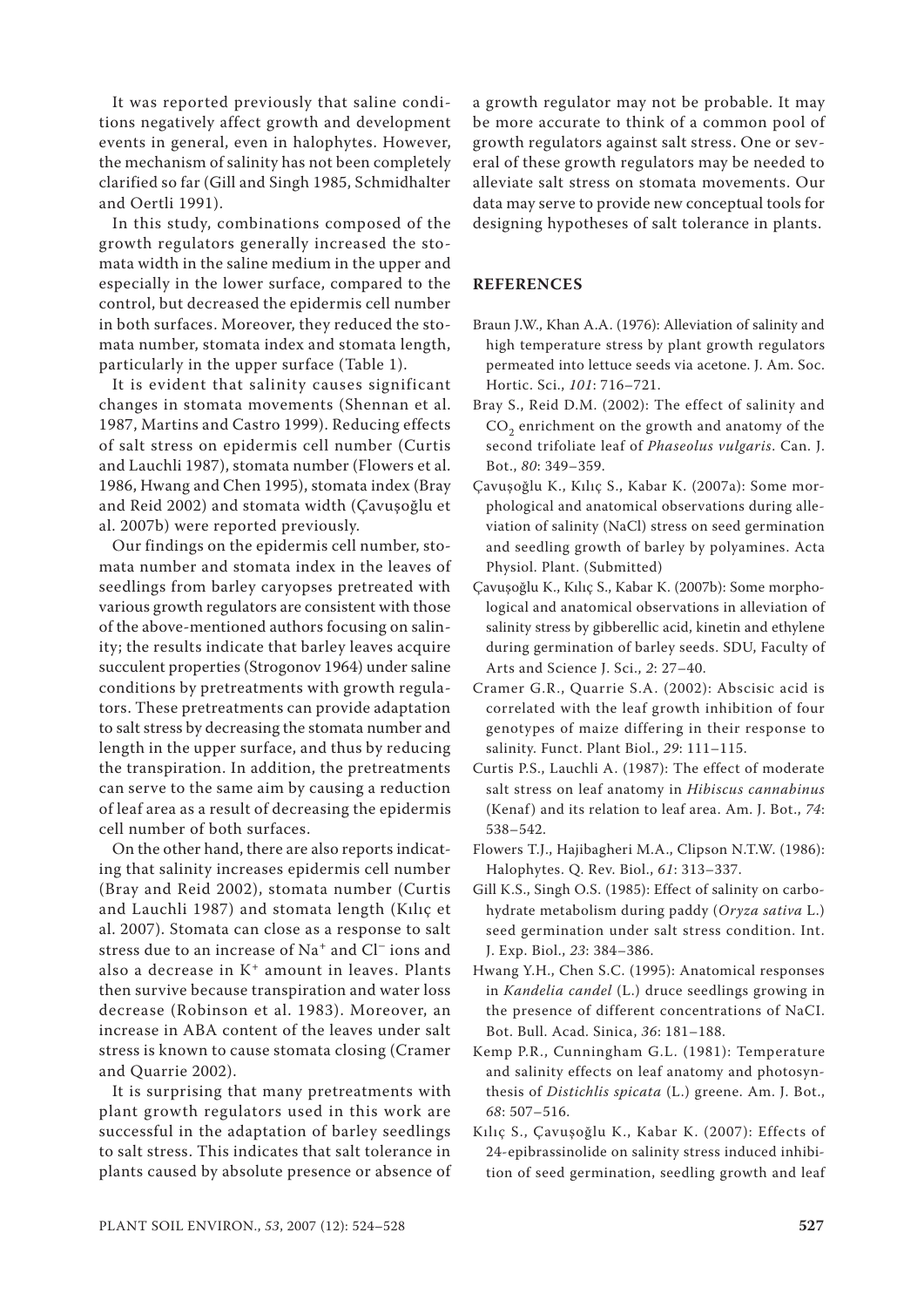It was reported previously that saline conditions negatively affect growth and development events in general, even in halophytes. However, the mechanism of salinity has not been completely clarified so far (Gill and Singh 1985, Schmidhalter and Oertli 1991).

In this study, combinations composed of the growth regulators generally increased the stomata width in the saline medium in the upper and especially in the lower surface, compared to the control, but decreased the epidermis cell number in both surfaces. Moreover, they reduced the stomata number, stomata index and stomata length, particularly in the upper surface (Table 1).

It is evident that salinity causes significant changes in stomata movements (Shennan et al. 1987, Martins and Castro 1999). Reducing effects of salt stress on epidermis cell number (Curtis and Lauchli 1987), stomata number (Flowers et al. 1986, Hwang and Chen 1995), stomata index (Bray and Reid 2002) and stomata width (Çavuşoğlu et al. 2007b) were reported previously.

Our findings on the epidermis cell number, stomata number and stomata index in the leaves of seedlings from barley caryopses pretreated with various growth regulators are consistent with those of the above-mentioned authors focusing on salinity; the results indicate that barley leaves acquire succulent properties (Strogonov 1964) under saline conditions by pretreatments with growth regulators. These pretreatments can provide adaptation to salt stress by decreasing the stomata number and length in the upper surface, and thus by reducing the transpiration. In addition, the pretreatments can serve to the same aim by causing a reduction of leaf area as a result of decreasing the epidermis cell number of both surfaces.

On the other hand, there are also reports indicating that salinity increases epidermis cell number (Bray and Reid 2002), stomata number (Curtis and Lauchli 1987) and stomata length (Kılıç et al. 2007). Stomata can close as a response to salt stress due to an increase of $Na^+$ and $Cl^-$ ions and also a decrease in $K^+$ amount in leaves. Plants then survive because transpiration and water loss decrease (Robinson et al. 1983). Moreover, an increase in ABA content of the leaves under salt stress is known to cause stomata closing (Cramer and Quarrie 2002).

It is surprising that many pretreatments with plant growth regulators used in this work are successful in the adaptation of barley seedlings to salt stress. This indicates that salt tolerance in plants caused by absolute presence or absence of a growth regulator may not be probable. It may be more accurate to think of a common pool of growth regulators against salt stress. One or several of these growth regulators may be needed to alleviate salt stress on stomata movements. Our data may serve to provide new conceptual tools for designing hypotheses of salt tolerance in plants.

## REFERENCES

Braun J.W., Khan A.A. (1976): Alleviation of salinity and high temperature stress by plant growth regulators permeated into lettuce seeds via acetone. J. Am. Soc. Hortic. Sci., *101*: 716–721.

Bray S., Reid D.M. (2002): The effect of salinity and $CO_2$ enrichment on the growth and anatomy of the second trifoliate leaf of *Phaseolus vulgaris*. Can. J. Bot., *80*: 349–359.

Çavuşoğlu K., Kılıç S., Kabar K. (2007a): Some morphological and anatomical observations during alleviation of salinity (NaCl) stress on seed germination and seedling growth of barley by polyamines. Acta Physiol. Plant. (Submitted)

Çavuşoğlu K., Kılıç S., Kabar K. (2007b): Some morphological and anatomical observations in alleviation of salinity stress by gibberellic acid, kinetin and ethylene during germination of barley seeds. SDU, Faculty of Arts and Science J. Sci., *2*: 27–40.

Cramer G.R., Quarrie S.A. (2002): Abscisic acid is correlated with the leaf growth inhibition of four genotypes of maize differing in their response to salinity. Funct. Plant Biol., *29*: 111–115.

Curtis P.S., Lauchli A. (1987): The effect of moderate salt stress on leaf anatomy in *Hibiscus cannabinus* (Kenaf) and its relation to leaf area. Am. J. Bot., *74*: 538–542.

Flowers T.J., Hajibagheri M.A., Clipson N.T.W. (1986): Halophytes. Q. Rev. Biol., *61*: 313–337.

Gill K.S., Singh O.S. (1985): Effect of salinity on carbohydrate metabolism during paddy (*Oryza sativa* L.) seed germination under salt stress condition. Int. J. Exp. Biol., *23*: 384–386.

Hwang Y.H., Chen S.C. (1995): Anatomical responses in *Kandelia candel* (L.) druce seedlings growing in the presence of different concentrations of NaCI. Bot. Bull. Acad. Sinica, *36*: 181–188.

Kemp P.R., Cunningham G.L. (1981): Temperature and salinity effects on leaf anatomy and photosynthesis of *Distichlis spicata* (L.) greene. Am. J. Bot., *68*: 507–516.

Kılıç S., Çavuşoğlu K., Kabar K. (2007): Effects of 24-epibrassinolide on salinity stress induced inhibition of seed germination, seedling growth and leaf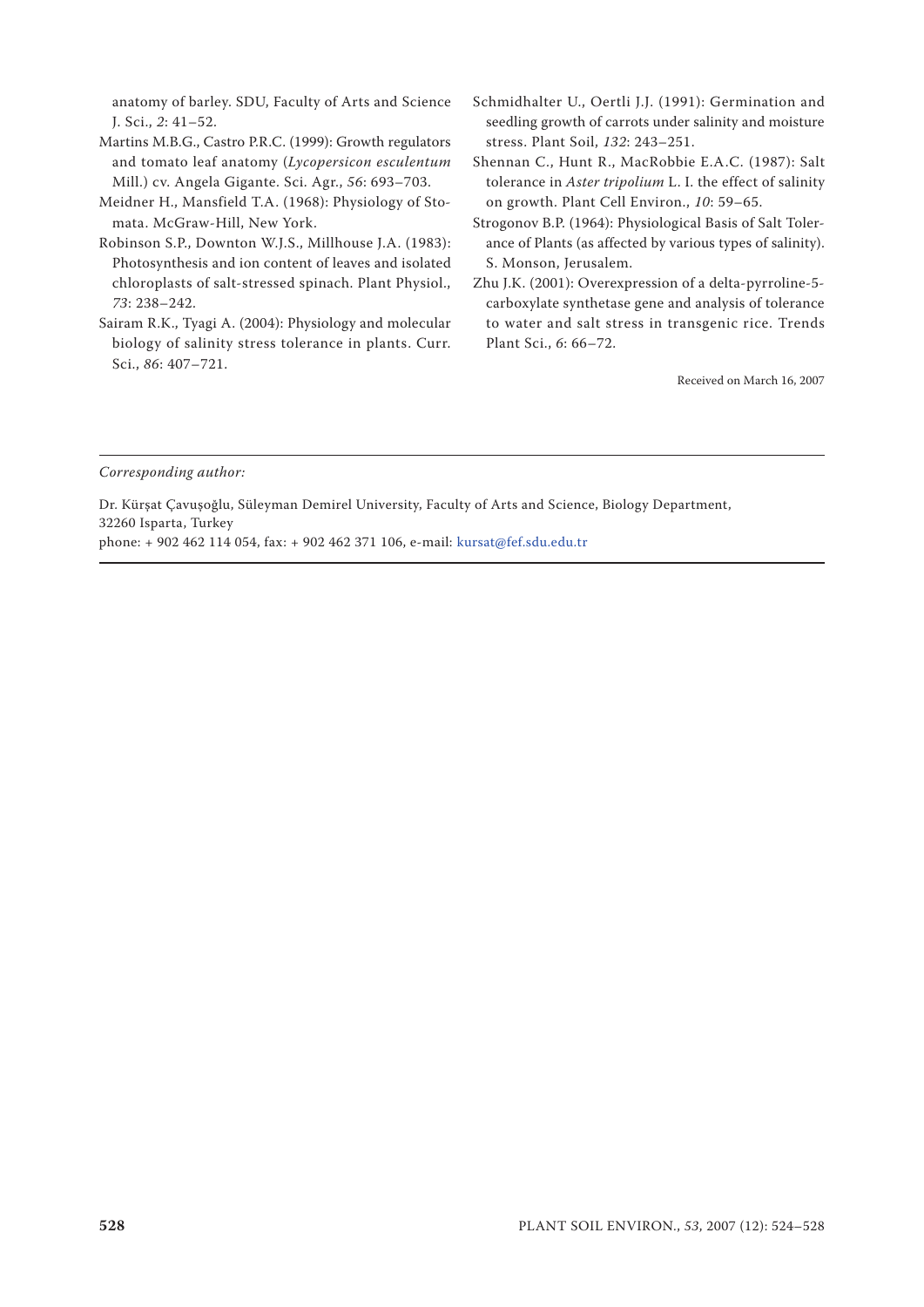anatomy of barley. SDU, Faculty of Arts and Science J. Sci., *2*: 41–52.

Martins M.B.G., Castro P.R.C. (1999): Growth regulators and tomato leaf anatomy (*Lycopersicon esculentum* Mill.) cv. Angela Gigante. Sci. Agr., *56*: 693–703.

Meidner H., Mansfield T.A. (1968): Physiology of Stomata. McGraw-Hill, New York.

Robinson S.P., Downton W.J.S., Millhouse J.A. (1983): Photosynthesis and ion content of leaves and isolated chloroplasts of salt-stressed spinach. Plant Physiol., *73*: 238–242.

Sairam R.K., Tyagi A. (2004): Physiology and molecular biology of salinity stress tolerance in plants. Curr. Sci., *86*: 407–721.

Schmidhalter U., Oertli J.J. (1991): Germination and seedling growth of carrots under salinity and moisture stress. Plant Soil, *132*: 243–251.

Shennan C., Hunt R., MacRobbie E.A.C. (1987): Salt tolerance in *Aster tripolium* L. I. the effect of salinity on growth. Plant Cell Environ., *10*: 59–65.

Strogonov B.P. (1964): Physiological Basis of Salt Tolerance of Plants (as affected by various types of salinity). S. Monson, Jerusalem.

Zhu J.K. (2001): Overexpression of a delta-pyrroline-5-carboxylate synthetase gene and analysis of tolerance to water and salt stress in transgenic rice. Trends Plant Sci., *6*: 66–72.

Received on March 16, 2007

*Corresponding author:*

Dr. Kürşat Çavuşoğlu, Süleyman Demirel University, Faculty of Arts and Science, Biology Department, 32260 Isparta, Turkey
phone: + 902 462 114 054, fax: + 902 462 371 106, e-mail: kursat@fef.sdu.edu.tr